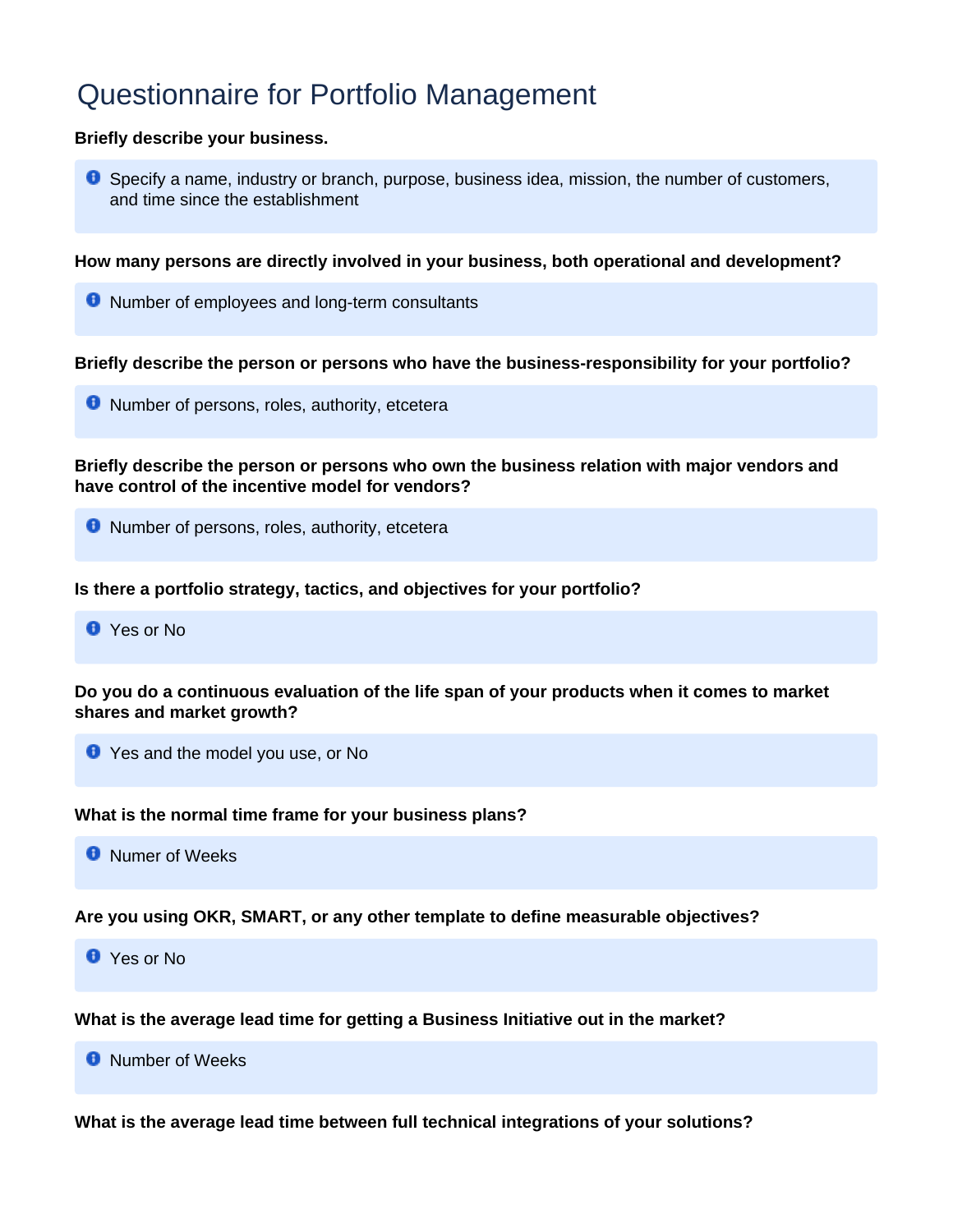# Questionnaire for Portfolio Management

**Briefly describe your business.**

> Specify a name, industry or branch, purpose, business idea, mission, the number of customers, and time since the establishment

**How many persons are directly involved in your business, both operational and development?**

> Number of employees and long-term consultants

**Briefly describe the person or persons who have the business-responsibility for your portfolio?**

> Number of persons, roles, authority, etcetera

**Briefly describe the person or persons who own the business relation with major vendors and have control of the incentive model for vendors?**

> Number of persons, roles, authority, etcetera

**Is there a portfolio strategy, tactics, and objectives for your portfolio?**

> Yes or No

**Do you do a continuous evaluation of the life span of your products when it comes to market shares and market growth?**

> Yes and the model you use, or No

**What is the normal time frame for your business plans?**

> Numer of Weeks

**Are you using OKR, SMART, or any other template to define measurable objectives?**

> Yes or No

**What is the average lead time for getting a Business Initiative out in the market?**

> Number of Weeks

**What is the average lead time between full technical integrations of your solutions?**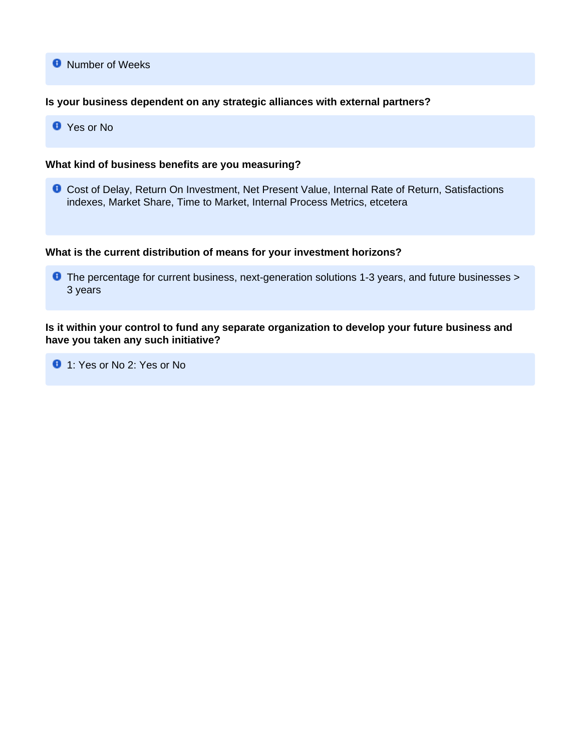Number of Weeks

**Is your business dependent on any strategic alliances with external partners?**

Yes or No

**What kind of business benefits are you measuring?**

Cost of Delay, Return On Investment, Net Present Value, Internal Rate of Return, Satisfactions indexes, Market Share, Time to Market, Internal Process Metrics, etcetera

**What is the current distribution of means for your investment horizons?**

The percentage for current business, next-generation solutions 1-3 years, and future businesses > 3 years

**Is it within your control to fund any separate organization to develop your future business and have you taken any such initiative?**

1: Yes or No 2: Yes or No